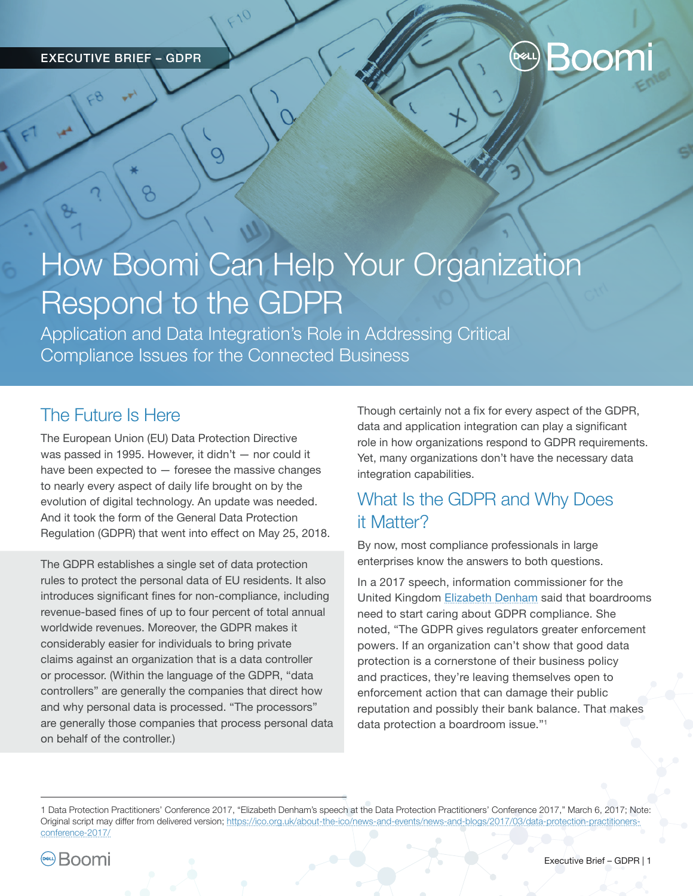EXECUTIVE BRIEF – GDPR

# How Boomi Can Help Your Organization Respond to the GDPR

Application and Data Integration's Role in Addressing Critical Compliance Issues for the Connected Business

## The Future Is Here

The European Union (EU) Data Protection Directive was passed in 1995. However, it didn't — nor could it have been expected to — foresee the massive changes to nearly every aspect of daily life brought on by the evolution of digital technology. An update was needed. And it took the form of the General Data Protection Regulation (GDPR) that went into effect on May 25, 2018.

The GDPR establishes a single set of data protection rules to protect the personal data of EU residents. It also introduces significant fines for non-compliance, including revenue-based fines of up to four percent of total annual worldwide revenues. Moreover, the GDPR makes it considerably easier for individuals to bring private claims against an organization that is a data controller or processor. (Within the language of the GDPR, "data controllers" are generally the companies that direct how and why personal data is processed. "The processors" are generally those companies that process personal data on behalf of the controller.)

Though certainly not a fix for every aspect of the GDPR, data and application integration can play a significant role in how organizations respond to GDPR requirements. Yet, many organizations don't have the necessary data integration capabilities.

## What Is the GDPR and Why Does it Matter?

By now, most compliance professionals in large enterprises know the answers to both questions.

In a 2017 speech, information commissioner for the United Kingdom Elizabeth Denham said that boardrooms need to start caring about GDPR compliance. She noted, "The GDPR gives regulators greater enforcement powers. If an organization can't show that good data protection is a cornerstone of their business policy and practices, they're leaving themselves open to enforcement action that can damage their public reputation and possibly their bank balance. That makes data protection a boardroom issue."[1]

[1] Data Protection Practitioners' Conference 2017, "Elizabeth Denham's speech at the Data Protection Practitioners' Conference 2017," March 6, 2017; Note: Original script may differ from delivered version; https://ico.org.uk/about-the-ico/news-and-events/news-and-blogs/2017/03/data-protection-practitioners-conference-2017/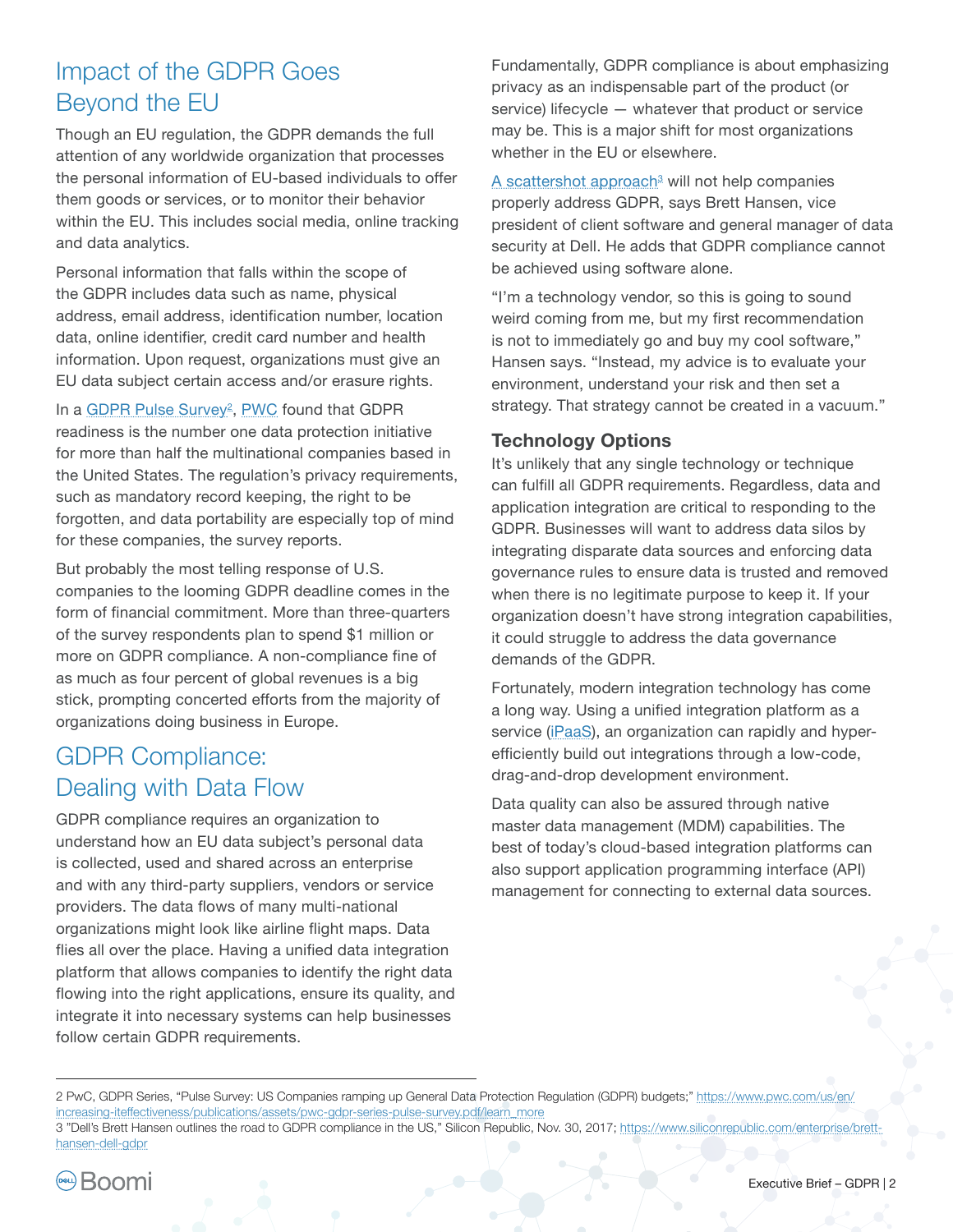## Impact of the GDPR Goes Beyond the EU

Though an EU regulation, the GDPR demands the full attention of any worldwide organization that processes the personal information of EU-based individuals to offer them goods or services, or to monitor their behavior within the EU. This includes social media, online tracking and data analytics.

Personal information that falls within the scope of the GDPR includes data such as name, physical address, email address, identification number, location data, online identifier, credit card number and health information. Upon request, organizations must give an EU data subject certain access and/or erasure rights.

In a GDPR Pulse Survey[2], PWC found that GDPR readiness is the number one data protection initiative for more than half the multinational companies based in the United States. The regulation's privacy requirements, such as mandatory record keeping, the right to be forgotten, and data portability are especially top of mind for these companies, the survey reports.

But probably the most telling response of U.S. companies to the looming GDPR deadline comes in the form of financial commitment. More than three-quarters of the survey respondents plan to spend $1 million or more on GDPR compliance. A non-compliance fine of as much as four percent of global revenues is a big stick, prompting concerted efforts from the majority of organizations doing business in Europe.

## GDPR Compliance: Dealing with Data Flow

GDPR compliance requires an organization to understand how an EU data subject's personal data is collected, used and shared across an enterprise and with any third-party suppliers, vendors or service providers. The data flows of many multi-national organizations might look like airline flight maps. Data flies all over the place. Having a unified data integration platform that allows companies to identify the right data flowing into the right applications, ensure its quality, and integrate it into necessary systems can help businesses follow certain GDPR requirements.

Fundamentally, GDPR compliance is about emphasizing privacy as an indispensable part of the product (or service) lifecycle — whatever that product or service may be. This is a major shift for most organizations whether in the EU or elsewhere.

A scattershot approach[3] will not help companies properly address GDPR, says Brett Hansen, vice president of client software and general manager of data security at Dell. He adds that GDPR compliance cannot be achieved using software alone.

"I'm a technology vendor, so this is going to sound weird coming from me, but my first recommendation is not to immediately go and buy my cool software," Hansen says. "Instead, my advice is to evaluate your environment, understand your risk and then set a strategy. That strategy cannot be created in a vacuum."

### Technology Options

It's unlikely that any single technology or technique can fulfill all GDPR requirements. Regardless, data and application integration are critical to responding to the GDPR. Businesses will want to address data silos by integrating disparate data sources and enforcing data governance rules to ensure data is trusted and removed when there is no legitimate purpose to keep it. If your organization doesn't have strong integration capabilities, it could struggle to address the data governance demands of the GDPR.

Fortunately, modern integration technology has come a long way. Using a unified integration platform as a service (iPaaS), an organization can rapidly and hyper-efficiently build out integrations through a low-code, drag-and-drop development environment.

Data quality can also be assured through native master data management (MDM) capabilities. The best of today's cloud-based integration platforms can also support application programming interface (API) management for connecting to external data sources.

---

2 PwC, GDPR Series, "Pulse Survey: US Companies ramping up General Data Protection Regulation (GDPR) budgets;" https://www.pwc.com/us/en/increasing-iteffectiveness/publications/assets/pwc-gdpr-series-pulse-survey.pdf/learn_more

3 "Dell's Brett Hansen outlines the road to GDPR compliance in the US," Silicon Republic, Nov. 30, 2017; https://www.siliconrepublic.com/enterprise/brett-hansen-dell-gdpr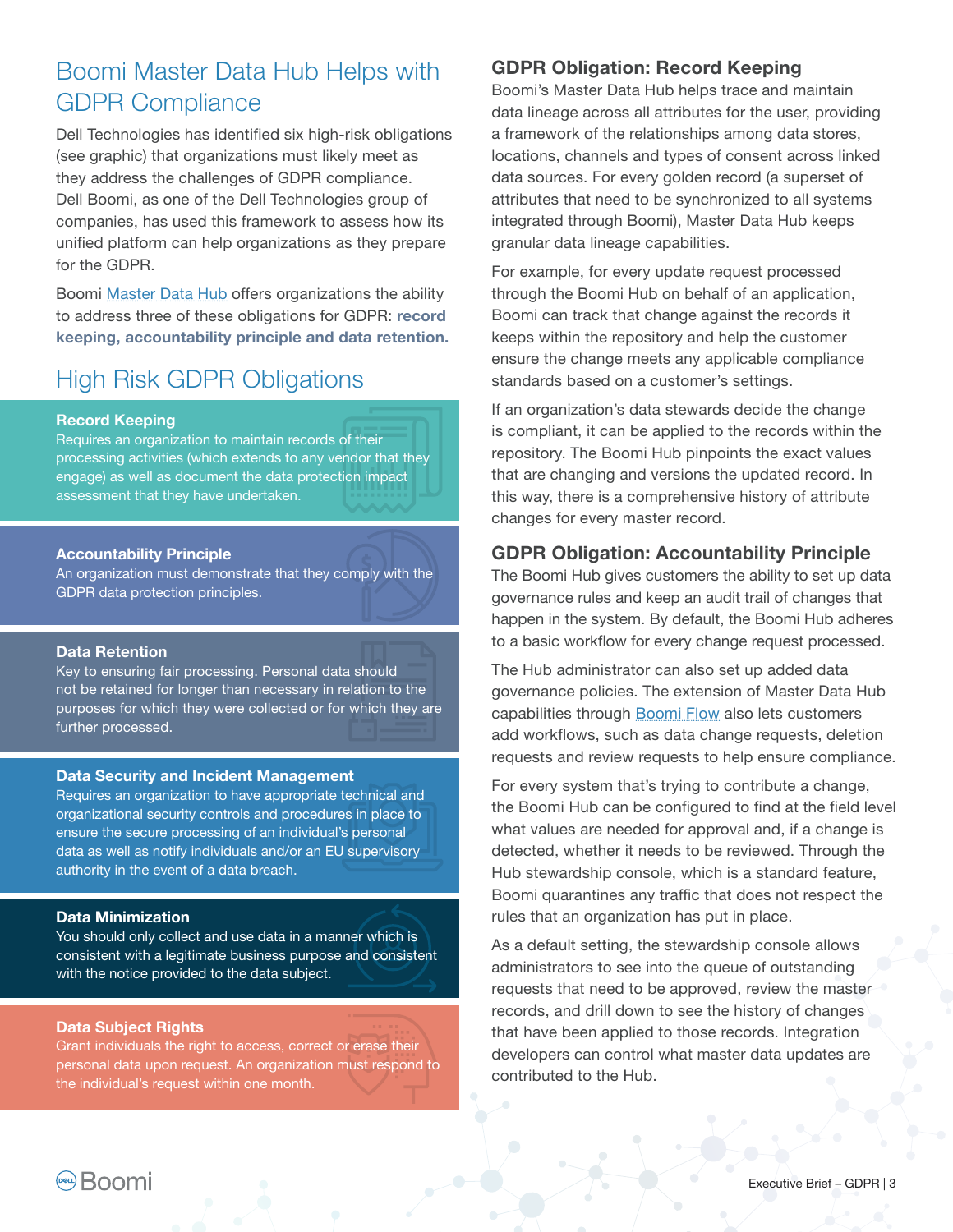# Boomi Master Data Hub Helps with GDPR Compliance

Dell Technologies has identified six high-risk obligations (see graphic) that organizations must likely meet as they address the challenges of GDPR compliance. Dell Boomi, as one of the Dell Technologies group of companies, has used this framework to assess how its unified platform can help organizations as they prepare for the GDPR.

Boomi Master Data Hub offers organizations the ability to address three of these obligations for GDPR: **record keeping, accountability principle and data retention.**

## High Risk GDPR Obligations

**Record Keeping**
Requires an organization to maintain records of their processing activities (which extends to any vendor that they engage) as well as document the data protection impact assessment that they have undertaken.

**Accountability Principle**
An organization must demonstrate that they comply with the GDPR data protection principles.

**Data Retention**
Key to ensuring fair processing. Personal data should not be retained for longer than necessary in relation to the purposes for which they were collected or for which they are further processed.

**Data Security and Incident Management**
Requires an organization to have appropriate technical and organizational security controls and procedures in place to ensure the secure processing of an individual's personal data as well as notify individuals and/or an EU supervisory authority in the event of a data breach.

**Data Minimization**
You should only collect and use data in a manner which is consistent with a legitimate business purpose and consistent with the notice provided to the data subject.

**Data Subject Rights**
Grant individuals the right to access, correct or erase their personal data upon request. An organization must respond to the individual's request within one month.

## GDPR Obligation: Record Keeping

Boomi's Master Data Hub helps trace and maintain data lineage across all attributes for the user, providing a framework of the relationships among data stores, locations, channels and types of consent across linked data sources. For every golden record (a superset of attributes that need to be synchronized to all systems integrated through Boomi), Master Data Hub keeps granular data lineage capabilities.

For example, for every update request processed through the Boomi Hub on behalf of an application, Boomi can track that change against the records it keeps within the repository and help the customer ensure the change meets any applicable compliance standards based on a customer's settings.

If an organization's data stewards decide the change is compliant, it can be applied to the records within the repository. The Boomi Hub pinpoints the exact values that are changing and versions the updated record. In this way, there is a comprehensive history of attribute changes for every master record.

## GDPR Obligation: Accountability Principle

The Boomi Hub gives customers the ability to set up data governance rules and keep an audit trail of changes that happen in the system. By default, the Boomi Hub adheres to a basic workflow for every change request processed.

The Hub administrator can also set up added data governance policies. The extension of Master Data Hub capabilities through Boomi Flow also lets customers add workflows, such as data change requests, deletion requests and review requests to help ensure compliance.

For every system that's trying to contribute a change, the Boomi Hub can be configured to find at the field level what values are needed for approval and, if a change is detected, whether it needs to be reviewed. Through the Hub stewardship console, which is a standard feature, Boomi quarantines any traffic that does not respect the rules that an organization has put in place.

As a default setting, the stewardship console allows administrators to see into the queue of outstanding requests that need to be approved, review the master records, and drill down to see the history of changes that have been applied to those records. Integration developers can control what master data updates are contributed to the Hub.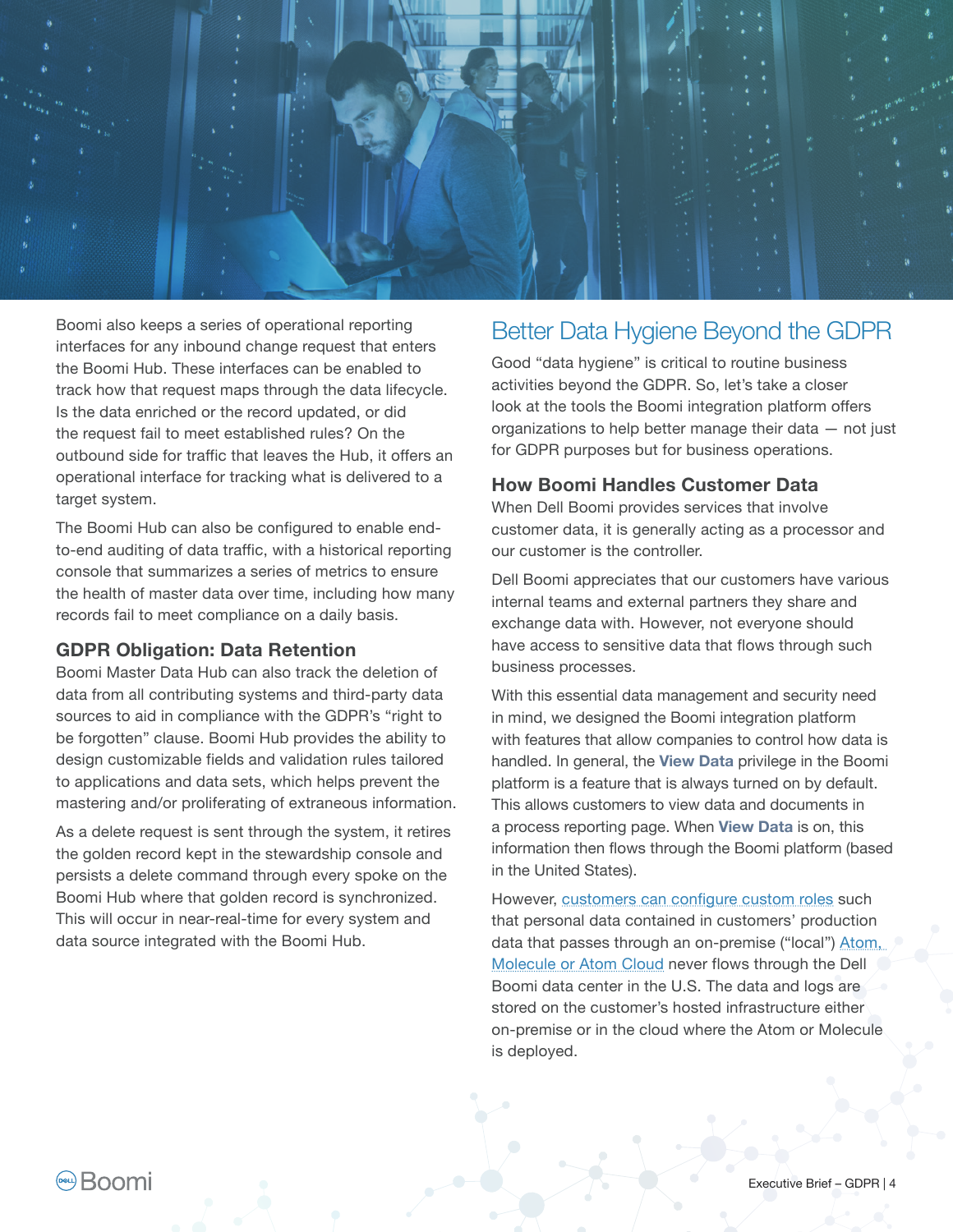Boomi also keeps a series of operational reporting interfaces for any inbound change request that enters the Boomi Hub. These interfaces can be enabled to track how that request maps through the data lifecycle. Is the data enriched or the record updated, or did the request fail to meet established rules? On the outbound side for traffic that leaves the Hub, it offers an operational interface for tracking what is delivered to a target system.

The Boomi Hub can also be configured to enable end-to-end auditing of data traffic, with a historical reporting console that summarizes a series of metrics to ensure the health of master data over time, including how many records fail to meet compliance on a daily basis.

### GDPR Obligation: Data Retention

Boomi Master Data Hub can also track the deletion of data from all contributing systems and third-party data sources to aid in compliance with the GDPR's "right to be forgotten" clause. Boomi Hub provides the ability to design customizable fields and validation rules tailored to applications and data sets, which helps prevent the mastering and/or proliferating of extraneous information.

As a delete request is sent through the system, it retires the golden record kept in the stewardship console and persists a delete command through every spoke on the Boomi Hub where that golden record is synchronized. This will occur in near-real-time for every system and data source integrated with the Boomi Hub.

## Better Data Hygiene Beyond the GDPR

Good "data hygiene" is critical to routine business activities beyond the GDPR. So, let's take a closer look at the tools the Boomi integration platform offers organizations to help better manage their data — not just for GDPR purposes but for business operations.

### How Boomi Handles Customer Data

When Dell Boomi provides services that involve customer data, it is generally acting as a processor and our customer is the controller.

Dell Boomi appreciates that our customers have various internal teams and external partners they share and exchange data with. However, not everyone should have access to sensitive data that flows through such business processes.

With this essential data management and security need in mind, we designed the Boomi integration platform with features that allow companies to control how data is handled. In general, the **View Data** privilege in the Boomi platform is a feature that is always turned on by default. This allows customers to view data and documents in a process reporting page. When **View Data** is on, this information then flows through the Boomi platform (based in the United States).

However, customers can configure custom roles such that personal data contained in customers' production data that passes through an on-premise ("local") Atom, Molecule or Atom Cloud never flows through the Dell Boomi data center in the U.S. The data and logs are stored on the customer's hosted infrastructure either on-premise or in the cloud where the Atom or Molecule is deployed.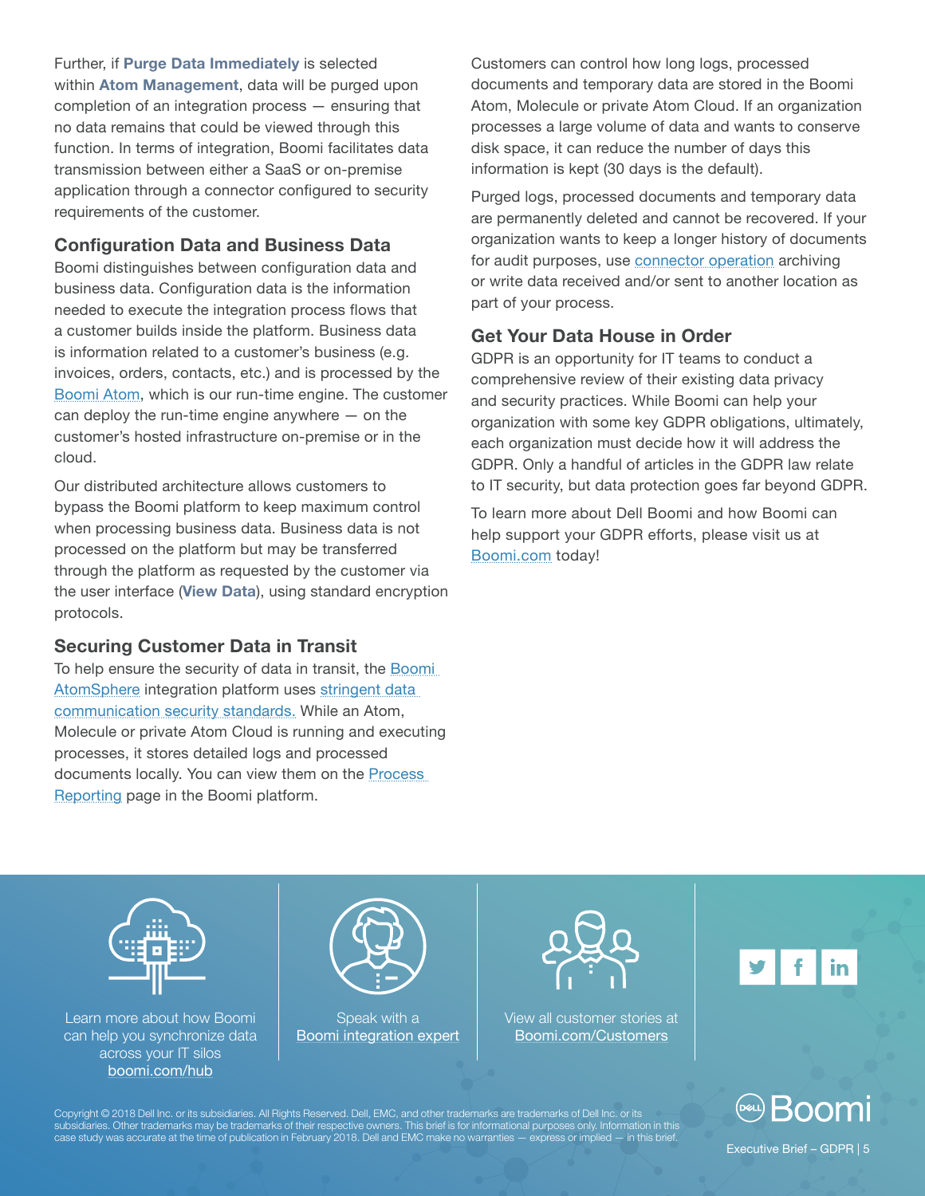Further, if **Purge Data Immediately** is selected within **Atom Management**, data will be purged upon completion of an integration process — ensuring that no data remains that could be viewed through this function. In terms of integration, Boomi facilitates data transmission between either a SaaS or on-premise application through a connector configured to security requirements of the customer.

### Configuration Data and Business Data

Boomi distinguishes between configuration data and business data. Configuration data is the information needed to execute the integration process flows that a customer builds inside the platform. Business data is information related to a customer's business (e.g. invoices, orders, contacts, etc.) and is processed by the Boomi Atom, which is our run-time engine. The customer can deploy the run-time engine anywhere — on the customer's hosted infrastructure on-premise or in the cloud.

Our distributed architecture allows customers to bypass the Boomi platform to keep maximum control when processing business data. Business data is not processed on the platform but may be transferred through the platform as requested by the customer via the user interface (**View Data**), using standard encryption protocols.

### Securing Customer Data in Transit

To help ensure the security of data in transit, the Boomi AtomSphere integration platform uses stringent data communication security standards. While an Atom, Molecule or private Atom Cloud is running and executing processes, it stores detailed logs and processed documents locally. You can view them on the Process Reporting page in the Boomi platform.

Customers can control how long logs, processed documents and temporary data are stored in the Boomi Atom, Molecule or private Atom Cloud. If an organization processes a large volume of data and wants to conserve disk space, it can reduce the number of days this information is kept (30 days is the default).

Purged logs, processed documents and temporary data are permanently deleted and cannot be recovered. If your organization wants to keep a longer history of documents for audit purposes, use connector operation archiving or write data received and/or sent to another location as part of your process.

### Get Your Data House in Order

GDPR is an opportunity for IT teams to conduct a comprehensive review of their existing data privacy and security practices. While Boomi can help your organization with some key GDPR obligations, ultimately, each organization must decide how it will address the GDPR. Only a handful of articles in the GDPR law relate to IT security, but data protection goes far beyond GDPR.

To learn more about Dell Boomi and how Boomi can help support your GDPR efforts, please visit us at Boomi.com today!

Learn more about how Boomi can help you synchronize data across your IT silos
boomi.com/hub

Speak with a Boomi integration expert

View all customer stories at Boomi.com/Customers

Copyright © 2018 Dell Inc. or its subsidiaries. All Rights Reserved. Dell, EMC, and other trademarks are trademarks of Dell Inc. or its subsidiaries. Other trademarks may be trademarks of their respective owners. This brief is for informational purposes only. Information in this case study was accurate at the time of publication in February 2018. Dell and EMC make no warranties — express or implied — in this brief.